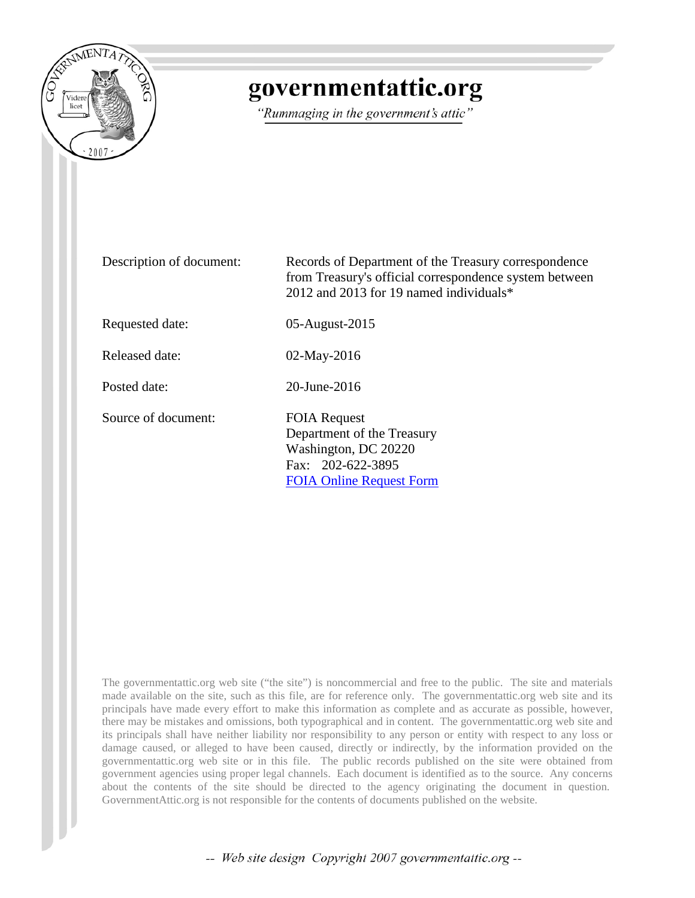# governmentattic.org

*"Rummaging in the government's attic"*

| | |
|---|---|
| Description of document: | Records of Department of the Treasury correspondence from Treasury's official correspondence system between 2012 and 2013 for 19 named individuals* |
| Requested date: | 05-August-2015 |
| Released date: | 02-May-2016 |
| Posted date: | 20-June-2016 |
| Source of document: | FOIA Request<br>Department of the Treasury<br>Washington, DC 20220<br>Fax: 202-622-3895<br>[FOIA Online Request Form]() |

The governmentattic.org web site ("the site") is noncommercial and free to the public. The site and materials made available on the site, such as this file, are for reference only. The governmentattic.org web site and its principals have made every effort to make this information as complete and as accurate as possible, however, there may be mistakes and omissions, both typographical and in content. The governmentattic.org web site and its principals shall have neither liability nor responsibility to any person or entity with respect to any loss or damage caused, or alleged to have been caused, directly or indirectly, by the information provided on the governmentattic.org web site or in this file. The public records published on the site were obtained from government agencies using proper legal channels. Each document is identified as to the source. Any concerns about the contents of the site should be directed to the agency originating the document in question. GovernmentAttic.org is not responsible for the contents of documents published on the website.

*-- Web site design Copyright 2007 governmentattic.org --*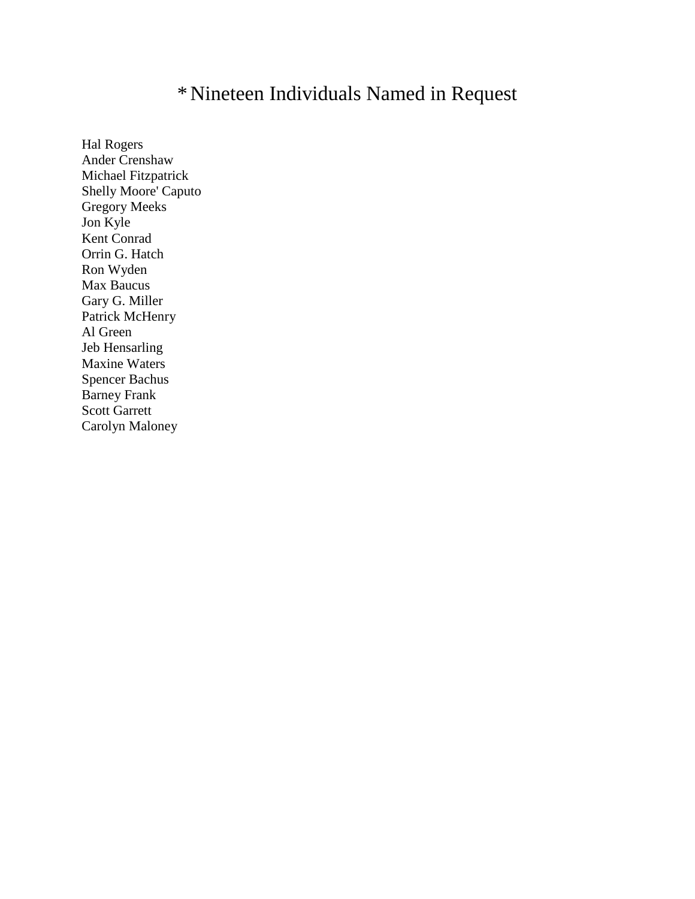# * Nineteen Individuals Named in Request

Hal Rogers
Ander Crenshaw
Michael Fitzpatrick
Shelly Moore' Caputo
Gregory Meeks
Jon Kyle
Kent Conrad
Orrin G. Hatch
Ron Wyden
Max Baucus
Gary G. Miller
Patrick McHenry
Al Green
Jeb Hensarling
Maxine Waters
Spencer Bachus
Barney Frank
Scott Garrett
Carolyn Maloney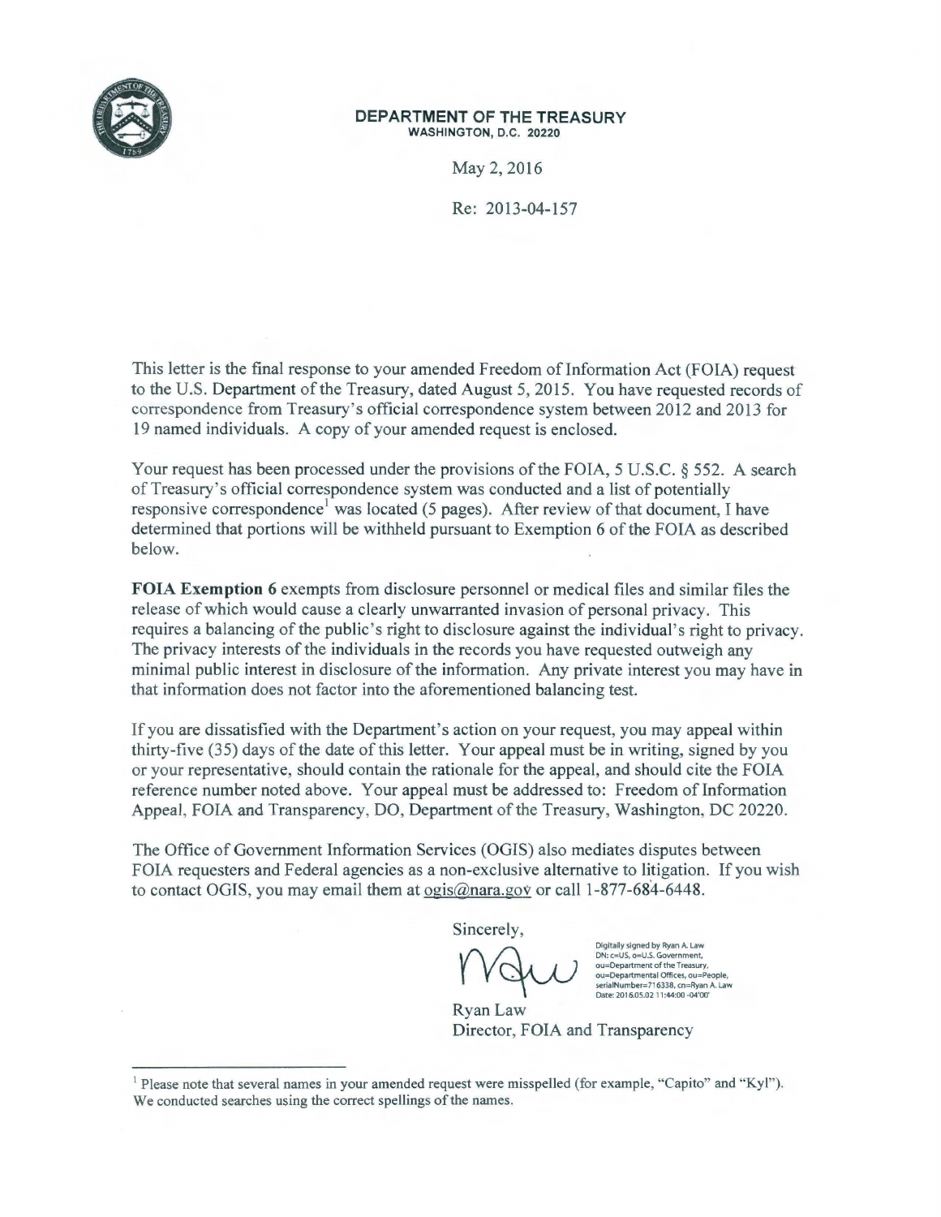**DEPARTMENT OF THE TREASURY**
**WASHINGTON, D.C. 20220**

May 2, 2016

Re: 2013-04-157

This letter is the final response to your amended Freedom of Information Act (FOIA) request to the U.S. Department of the Treasury, dated August 5, 2015. You have requested records of correspondence from Treasury's official correspondence system between 2012 and 2013 for 19 named individuals. A copy of your amended request is enclosed.

Your request has been processed under the provisions of the FOIA, 5 U.S.C. § 552. A search of Treasury's official correspondence system was conducted and a list of potentially responsive correspondence[1] was located (5 pages). After review of that document, I have determined that portions will be withheld pursuant to Exemption 6 of the FOIA as described below.

**FOIA Exemption 6** exempts from disclosure personnel or medical files and similar files the release of which would cause a clearly unwarranted invasion of personal privacy. This requires a balancing of the public's right to disclosure against the individual's right to privacy. The privacy interests of the individuals in the records you have requested outweigh any minimal public interest in disclosure of the information. Any private interest you may have in that information does not factor into the aforementioned balancing test.

If you are dissatisfied with the Department's action on your request, you may appeal within thirty-five (35) days of the date of this letter. Your appeal must be in writing, signed by you or your representative, should contain the rationale for the appeal, and should cite the FOIA reference number noted above. Your appeal must be addressed to: Freedom of Information Appeal, FOIA and Transparency, DO, Department of the Treasury, Washington, DC 20220.

The Office of Government Information Services (OGIS) also mediates disputes between FOIA requesters and Federal agencies as a non-exclusive alternative to litigation. If you wish to contact OGIS, you may email them at ogis@nara.gov or call 1-877-684-6448.

Sincerely,

Digitally signed by Ryan A. Law
DN: c=US, o=U.S. Government, ou=Department of the Treasury, ou=Departmental Offices, ou=People, serialNumber=716338, cn=Ryan A. Law
Date: 2016.05.02 11:44:00 -04'00'

Ryan Law
Director, FOIA and Transparency

---

[1] Please note that several names in your amended request were misspelled (for example, "Capito" and "Kyl"). We conducted searches using the correct spellings of the names.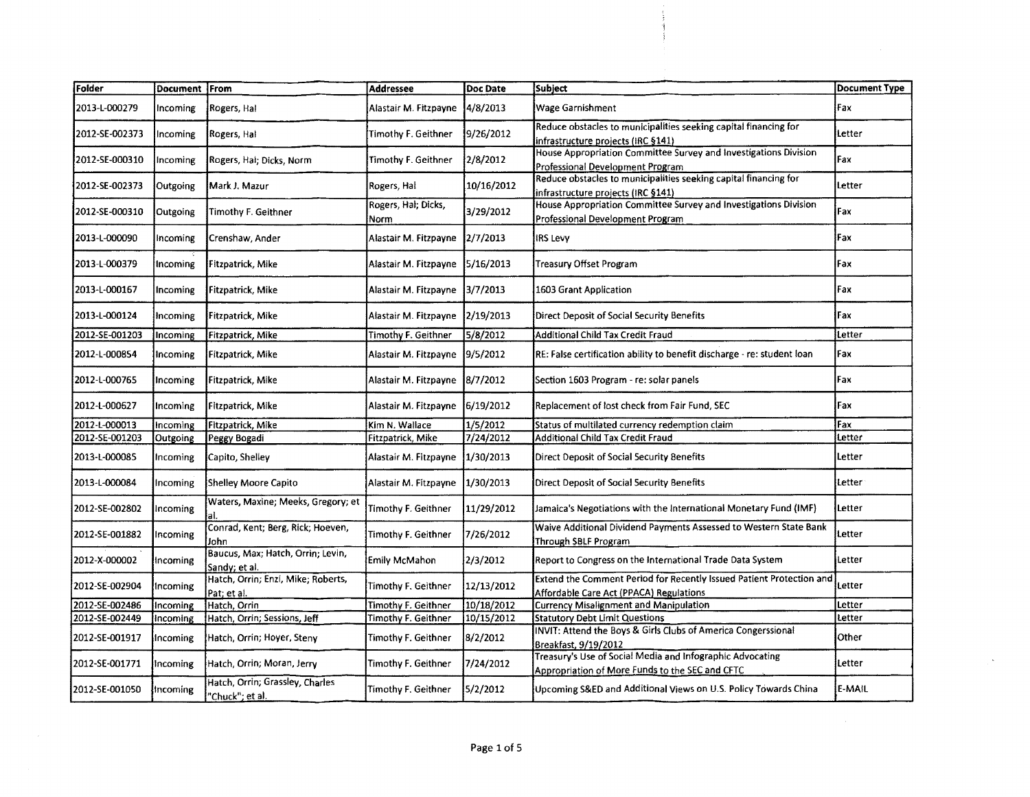| Folder | Document | From | Addressee | Doc Date | Subject | Document Type |
|---|---|---|---|---|---|---|
| 2013-L-000279 | Incoming | Rogers, Hal | Alastair M. Fitzpayne | 4/8/2013 | Wage Garnishment | Fax |
| 2012-SE-002373 | Incoming | Rogers, Hal | Timothy F. Geithner | 9/26/2012 | Reduce obstacles to municipalities seeking capital financing for infrastructure projects (IRC §141) | Letter |
| 2012-SE-000310 | Incoming | Rogers, Hal; Dicks, Norm | Timothy F. Geithner | 2/8/2012 | House Appropriation Committee Survey and Investigations Division Professional Development Program | Fax |
| 2012-SE-002373 | Outgoing | Mark J. Mazur | Rogers, Hal | 10/16/2012 | Reduce obstacles to municipalities seeking capital financing for infrastructure projects (IRC §141) | Letter |
| 2012-SE-000310 | Outgoing | Timothy F. Geithner | Rogers, Hal; Dicks, Norm | 3/29/2012 | House Appropriation Committee Survey and Investigations Division Professional Development Program | Fax |
| 2013-L-000090 | Incoming | Crenshaw, Ander | Alastair M. Fitzpayne | 2/7/2013 | IRS Levy | Fax |
| 2013-L-000379 | Incoming | Fitzpatrick, Mike | Alastair M. Fitzpayne | 5/16/2013 | Treasury Offset Program | Fax |
| 2013-L-000167 | Incoming | Fitzpatrick, Mike | Alastair M. Fitzpayne | 3/7/2013 | 1603 Grant Application | Fax |
| 2013-L-000124 | Incoming | Fitzpatrick, Mike | Alastair M. Fitzpayne | 2/19/2013 | Direct Deposit of Social Security Benefits | Fax |
| 2012-SE-001203 | Incoming | Fitzpatrick, Mike | Timothy F. Geithner | 5/8/2012 | Additional Child Tax Credit Fraud | Letter |
| 2012-L-000854 | Incoming | Fitzpatrick, Mike | Alastair M. Fitzpayne | 9/5/2012 | RE: False certification ability to benefit discharge - re: student loan | Fax |
| 2012-L-000765 | Incoming | Fitzpatrick, Mike | Alastair M. Fitzpayne | 8/7/2012 | Section 1603 Program - re: solar panels | Fax |
| 2012-L-000627 | Incoming | Fitzpatrick, Mike | Alastair M. Fitzpayne | 6/19/2012 | Replacement of lost check from Fair Fund, SEC | Fax |
| 2012-L-000013 | Incoming | Fitzpatrick, Mike | Kim N. Wallace | 1/5/2012 | Status of multilated currency redemption claim | Fax |
| 2012-SE-001203 | Outgoing | Peggy Bogadi | Fitzpatrick, Mike | 7/24/2012 | Additional Child Tax Credit Fraud | Letter |
| 2013-L-000085 | Incoming | Capito, Shelley | Alastair M. Fitzpayne | 1/30/2013 | Direct Deposit of Social Security Benefits | Letter |
| 2013-L-000084 | Incoming | Shelley Moore Capito | Alastair M. Fitzpayne | 1/30/2013 | Direct Deposit of Social Security Benefits | Letter |
| 2012-SE-002802 | Incoming | Waters, Maxine; Meeks, Gregory; et al. | Timothy F. Geithner | 11/29/2012 | Jamaica's Negotiations with the International Monetary Fund (IMF) | Letter |
| 2012-SE-001882 | Incoming | Conrad, Kent; Berg, Rick; Hoeven, John | Timothy F. Geithner | 7/26/2012 | Waive Additional Dividend Payments Assessed to Western State Bank Through SBLF Program | Letter |
| 2012-X-000002 | Incoming | Baucus, Max; Hatch, Orrin; Levin, Sandy; et al. | Emily McMahon | 2/3/2012 | Report to Congress on the International Trade Data System | Letter |
| 2012-SE-002904 | Incoming | Hatch, Orrin; Enzi, Mike; Roberts, Pat; et al. | Timothy F. Geithner | 12/13/2012 | Extend the Comment Period for Recently Issued Patient Protection and Affordable Care Act (PPACA) Regulations | Letter |
| 2012-SE-002486 | Incoming | Hatch, Orrin | Timothy F. Geithner | 10/18/2012 | Currency Misalignment and Manipulation | Letter |
| 2012-SE-002449 | Incoming | Hatch, Orrin; Sessions, Jeff | Timothy F. Geithner | 10/15/2012 | Statutory Debt Limit Questions | Letter |
| 2012-SE-001917 | Incoming | Hatch, Orrin; Hoyer, Steny | Timothy F. Geithner | 8/2/2012 | INVIT: Attend the Boys & Girls Clubs of America Congerssional Breakfast, 9/19/2012 | Other |
| 2012-SE-001771 | Incoming | Hatch, Orrin; Moran, Jerry | Timothy F. Geithner | 7/24/2012 | Treasury's Use of Social Media and Infographic Advocating Appropriation of More Funds to the SEC and CFTC | Letter |
| 2012-SE-001050 | Incoming | Hatch, Orrin; Grassley, Charles "Chuck"; et al. | Timothy F. Geithner | 5/2/2012 | Upcoming S&ED and Additional Views on U.S. Policy Towards China | E-MAIL |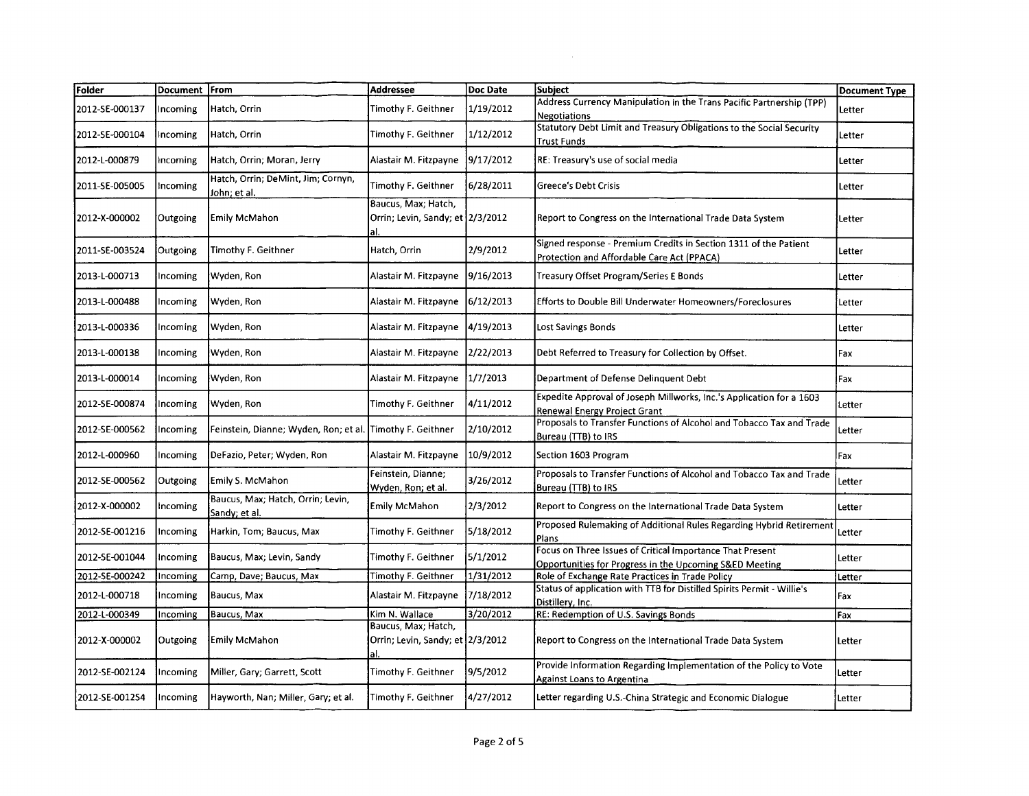| Folder | Document | From | Addressee | Doc Date | Subject | Document Type |
|---|---|---|---|---|---|---|
| 2012-SE-000137 | Incoming | Hatch, Orrin | Timothy F. Geithner | 1/19/2012 | Address Currency Manipulation in the Trans Pacific Partnership (TPP) Negotiations | Letter |
| 2012-SE-000104 | Incoming | Hatch, Orrin | Timothy F. Geithner | 1/12/2012 | Statutory Debt Limit and Treasury Obligations to the Social Security Trust Funds | Letter |
| 2012-L-000879 | Incoming | Hatch, Orrin; Moran, Jerry | Alastair M. Fitzpayne | 9/17/2012 | RE: Treasury's use of social media | Letter |
| 2011-SE-005005 | Incoming | Hatch, Orrin; DeMint, Jim; Cornyn, John; et al. | Timothy F. Geithner | 6/28/2011 | Greece's Debt Crisis | Letter |
| 2012-X-000002 | Outgoing | Emily McMahon | Baucus, Max; Hatch, Orrin; Levin, Sandy; et al. | 2/3/2012 | Report to Congress on the International Trade Data System | Letter |
| 2011-SE-003524 | Outgoing | Timothy F. Geithner | Hatch, Orrin | 2/9/2012 | Signed response - Premium Credits in Section 1311 of the Patient Protection and Affordable Care Act (PPACA) | Letter |
| 2013-L-000713 | Incoming | Wyden, Ron | Alastair M. Fitzpayne | 9/16/2013 | Treasury Offset Program/Series E Bonds | Letter |
| 2013-L-000488 | Incoming | Wyden, Ron | Alastair M. Fitzpayne | 6/12/2013 | Efforts to Double Bill Underwater Homeowners/Foreclosures | Letter |
| 2013-L-000336 | Incoming | Wyden, Ron | Alastair M. Fitzpayne | 4/19/2013 | Lost Savings Bonds | Letter |
| 2013-L-000138 | Incoming | Wyden, Ron | Alastair M. Fitzpayne | 2/22/2013 | Debt Referred to Treasury for Collection by Offset. | Fax |
| 2013-L-000014 | Incoming | Wyden, Ron | Alastair M. Fitzpayne | 1/7/2013 | Department of Defense Delinquent Debt | Fax |
| 2012-SE-000874 | Incoming | Wyden, Ron | Timothy F. Geithner | 4/11/2012 | Expedite Approval of Joseph Millworks, Inc.'s Application for a 1603 Renewal Energy Project Grant | Letter |
| 2012-SE-000562 | Incoming | Feinstein, Dianne; Wyden, Ron; et al. | Timothy F. Geithner | 2/10/2012 | Proposals to Transfer Functions of Alcohol and Tobacco Tax and Trade Bureau (TTB) to IRS | Letter |
| 2012-L-000960 | Incoming | DeFazio, Peter; Wyden, Ron | Alastair M. Fitzpayne | 10/9/2012 | Section 1603 Program | Fax |
| 2012-SE-000562 | Outgoing | Emily S. McMahon | Feinstein, Dianne; Wyden, Ron; et al. | 3/26/2012 | Proposals to Transfer Functions of Alcohol and Tobacco Tax and Trade Bureau (TTB) to IRS | Letter |
| 2012-X-000002 | Incoming | Baucus, Max; Hatch, Orrin; Levin, Sandy; et al. | Emily McMahon | 2/3/2012 | Report to Congress on the International Trade Data System | Letter |
| 2012-SE-001216 | Incoming | Harkin, Tom; Baucus, Max | Timothy F. Geithner | 5/18/2012 | Proposed Rulemaking of Additional Rules Regarding Hybrid Retirement Plans | Letter |
| 2012-SE-001044 | Incoming | Baucus, Max; Levin, Sandy | Timothy F. Geithner | 5/1/2012 | Focus on Three Issues of Critical Importance That Present Opportunities for Progress in the Upcoming S&ED Meeting | Letter |
| 2012-SE-000242 | Incoming | Camp, Dave; Baucus, Max | Timothy F. Geithner | 1/31/2012 | Role of Exchange Rate Practices in Trade Policy | Letter |
| 2012-L-000718 | Incoming | Baucus, Max | Alastair M. Fitzpayne | 7/18/2012 | Status of application with TTB for Distilled Spirits Permit - Willie's Distillery, Inc. | Fax |
| 2012-L-000349 | Incoming | Baucus, Max | Kim N. Wallace | 3/20/2012 | RE: Redemption of U.S. Savings Bonds | Fax |
| 2012-X-000002 | Outgoing | Emily McMahon | Baucus, Max; Hatch, Orrin; Levin, Sandy; et al. | 2/3/2012 | Report to Congress on the International Trade Data System | Letter |
| 2012-SE-002124 | Incoming | Miller, Gary; Garrett, Scott | Timothy F. Geithner | 9/5/2012 | Provide Information Regarding Implementation of the Policy to Vote Against Loans to Argentina | Letter |
| 2012-SE-001254 | Incoming | Hayworth, Nan; Miller, Gary; et al. | Timothy F. Geithner | 4/27/2012 | Letter regarding U.S.-China Strategic and Economic Dialogue | Letter |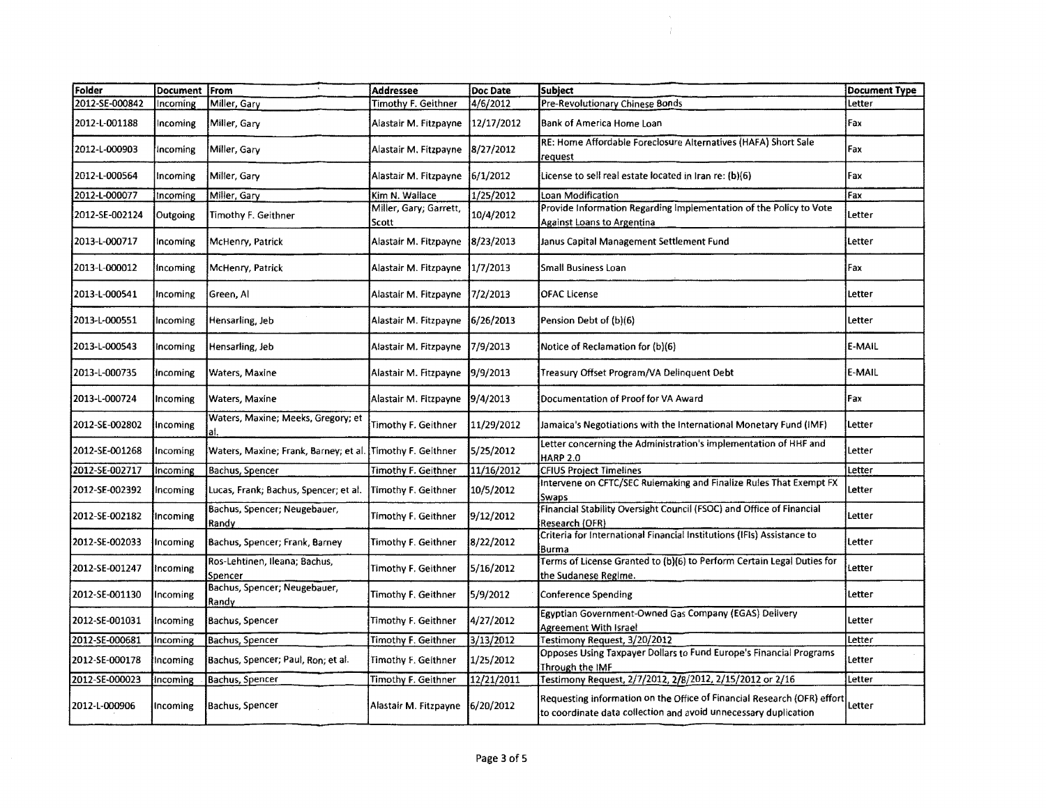| Folder | Document | From | Addressee | Doc Date | Subject | Document Type |
|---|---|---|---|---|---|---|
| 2012-SE-000842 | Incoming | Miller, Gary | Timothy F. Geithner | 4/6/2012 | Pre-Revolutionary Chinese Bonds | Letter |
| 2012-L-001188 | Incoming | Miller, Gary | Alastair M. Fitzpayne | 12/17/2012 | Bank of America Home Loan | Fax |
| 2012-L-000903 | Incoming | Miller, Gary | Alastair M. Fitzpayne | 8/27/2012 | RE: Home Affordable Foreclosure Alternatives (HAFA) Short Sale request | Fax |
| 2012-L-000564 | Incoming | Miller, Gary | Alastair M. Fitzpayne | 6/1/2012 | License to sell real estate located in Iran re: (b)(6) | Fax |
| 2012-L-000077 | Incoming | Miller, Gary | Kim N. Wallace | 1/25/2012 | Loan Modification | Fax |
| 2012-SE-002124 | Outgoing | Timothy F. Geithner | Miller, Gary; Garrett, Scott | 10/4/2012 | Provide Information Regarding Implementation of the Policy to Vote Against Loans to Argentina | Letter |
| 2013-L-000717 | Incoming | McHenry, Patrick | Alastair M. Fitzpayne | 8/23/2013 | Janus Capital Management Settlement Fund | Letter |
| 2013-L-000012 | Incoming | McHenry, Patrick | Alastair M. Fitzpayne | 1/7/2013 | Small Business Loan | Fax |
| 2013-L-000541 | Incoming | Green, Al | Alastair M. Fitzpayne | 7/2/2013 | OFAC License | Letter |
| 2013-L-000551 | Incoming | Hensarling, Jeb | Alastair M. Fitzpayne | 6/26/2013 | Pension Debt of (b)(6) | Letter |
| 2013-L-000543 | Incoming | Hensarling, Jeb | Alastair M. Fitzpayne | 7/9/2013 | Notice of Reclamation for (b)(6) | E-MAIL |
| 2013-L-000735 | Incoming | Waters, Maxine | Alastair M. Fitzpayne | 9/9/2013 | Treasury Offset Program/VA Delinquent Debt | E-MAIL |
| 2013-L-000724 | Incoming | Waters, Maxine | Alastair M. Fitzpayne | 9/4/2013 | Documentation of Proof for VA Award | Fax |
| 2012-SE-002802 | Incoming | Waters, Maxine; Meeks, Gregory; et al. | Timothy F. Geithner | 11/29/2012 | Jamaica's Negotiations with the International Monetary Fund (IMF) | Letter |
| 2012-SE-001268 | Incoming | Waters, Maxine; Frank, Barney; et al. | Timothy F. Geithner | 5/25/2012 | Letter concerning the Administration's implementation of HHF and HARP 2.0 | Letter |
| 2012-SE-002717 | Incoming | Bachus, Spencer | Timothy F. Geithner | 11/16/2012 | CFIUS Project Timelines | Letter |
| 2012-SE-002392 | Incoming | Lucas, Frank; Bachus, Spencer; et al. | Timothy F. Geithner | 10/5/2012 | Intervene on CFTC/SEC Rulemaking and Finalize Rules That Exempt FX Swaps | Letter |
| 2012-SE-002182 | Incoming | Bachus, Spencer; Neugebauer, Randy | Timothy F. Geithner | 9/12/2012 | Financial Stability Oversight Council (FSOC) and Office of Financial Research (OFR) | Letter |
| 2012-SE-002033 | Incoming | Bachus, Spencer; Frank, Barney | Timothy F. Geithner | 8/22/2012 | Criteria for International Financial Institutions (IFIs) Assistance to Burma | Letter |
| 2012-SE-001247 | Incoming | Ros-Lehtinen, Ileana; Bachus, Spencer | Timothy F. Geithner | 5/16/2012 | Terms of License Granted to (b)(6) to Perform Certain Legal Duties for the Sudanese Regime. | Letter |
| 2012-SE-001130 | Incoming | Bachus, Spencer; Neugebauer, Randy | Timothy F. Geithner | 5/9/2012 | Conference Spending | Letter |
| 2012-SE-001031 | Incoming | Bachus, Spencer | Timothy F. Geithner | 4/27/2012 | Egyptian Government-Owned Gas Company (EGAS) Delivery Agreement With Israel | Letter |
| 2012-SE-000681 | Incoming | Bachus, Spencer | Timothy F. Geithner | 3/13/2012 | Testimony Request, 3/20/2012 | Letter |
| 2012-SE-000178 | Incoming | Bachus, Spencer; Paul, Ron; et al. | Timothy F. Geithner | 1/25/2012 | Opposes Using Taxpayer Dollars to Fund Europe's Financial Programs Through the IMF | Letter |
| 2012-SE-000023 | Incoming | Bachus, Spencer | Timothy F. Geithner | 12/21/2011 | Testimony Request, 2/7/2012, 2/8/2012, 2/15/2012 or 2/16 | Letter |
| 2012-L-000906 | Incoming | Bachus, Spencer | Alastair M. Fitzpayne | 6/20/2012 | Requesting information on the Office of Financial Research (OFR) effort to coordinate data collection and avoid unnecessary duplication | Letter |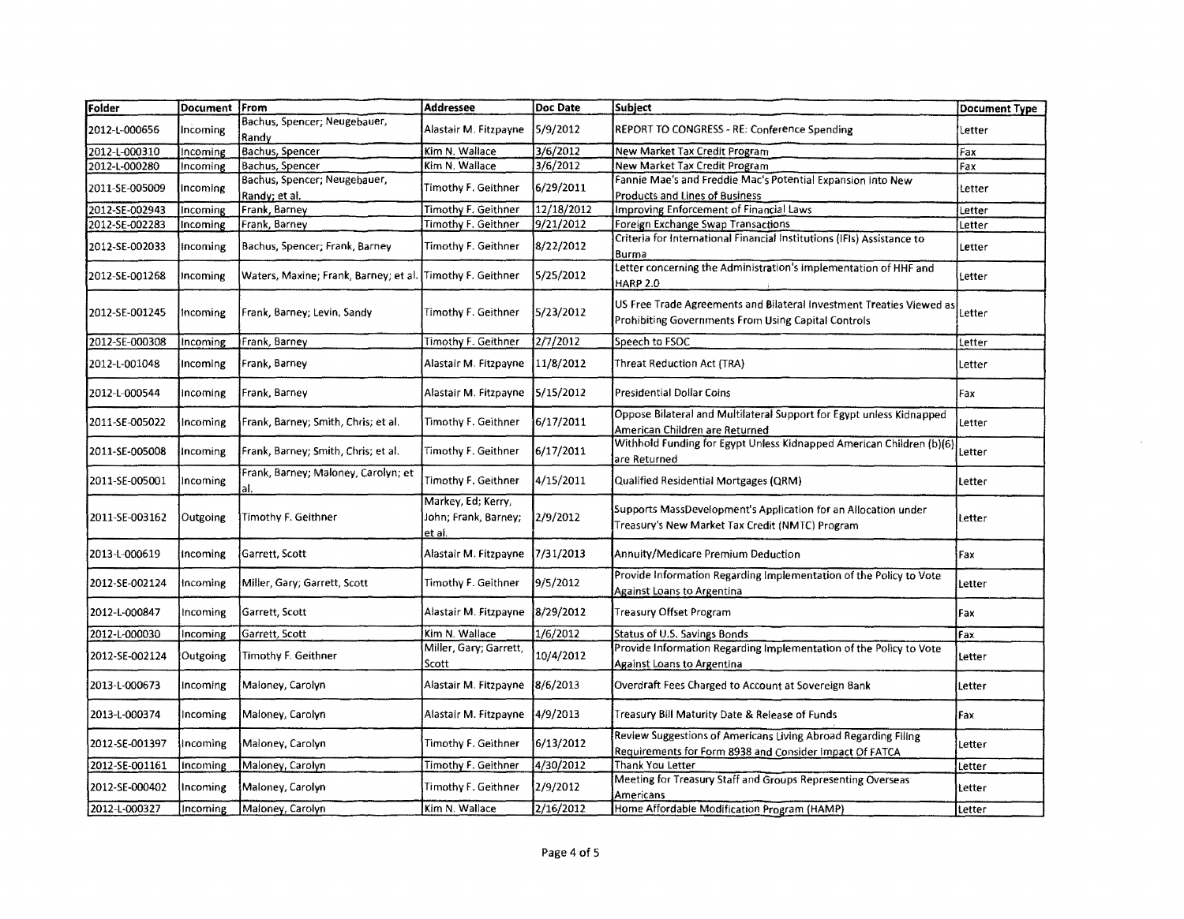| Folder | Document | From | Addressee | Doc Date | Subject | Document Type |
|---|---|---|---|---|---|---|
| 2012-L-000656 | Incoming | Bachus, Spencer; Neugebauer, Randy | Alastair M. Fitzpayne | 5/9/2012 | REPORT TO CONGRESS - RE: Conference Spending | Letter |
| 2012-L-000310 | Incoming | Bachus, Spencer | Kim N. Wallace | 3/6/2012 | New Market Tax Credit Program | Fax |
| 2012-L-000280 | Incoming | Bachus, Spencer | Kim N. Wallace | 3/6/2012 | New Market Tax Credit Program | Fax |
| 2011-SE-005009 | Incoming | Bachus, Spencer; Neugebauer, Randy; et al. | Timothy F. Geithner | 6/29/2011 | Fannie Mae's and Freddie Mac's Potential Expansion into New Products and Lines of Business | Letter |
| 2012-SE-002943 | Incoming | Frank, Barney | Timothy F. Geithner | 12/18/2012 | Improving Enforcement of Financial Laws | Letter |
| 2012-SE-002283 | Incoming | Frank, Barney | Timothy F. Geithner | 9/21/2012 | Foreign Exchange Swap Transactions | Letter |
| 2012-SE-002033 | Incoming | Bachus, Spencer; Frank, Barney | Timothy F. Geithner | 8/22/2012 | Criteria for International Financial Institutions (IFIs) Assistance to Burma | Letter |
| 2012-SE-001268 | Incoming | Waters, Maxine; Frank, Barney; et al. | Timothy F. Geithner | 5/25/2012 | Letter concerning the Administration's implementation of HHF and HARP 2.0 | Letter |
| 2012-SE-001245 | Incoming | Frank, Barney; Levin, Sandy | Timothy F. Geithner | 5/23/2012 | US Free Trade Agreements and Bilateral Investment Treaties Viewed as Prohibiting Governments From Using Capital Controls | Letter |
| 2012-SE-000308 | Incoming | Frank, Barney | Timothy F. Geithner | 2/7/2012 | Speech to FSOC | Letter |
| 2012-L-001048 | Incoming | Frank, Barney | Alastair M. Fitzpayne | 11/8/2012 | Threat Reduction Act (TRA) | Letter |
| 2012-L-000544 | Incoming | Frank, Barney | Alastair M. Fitzpayne | 5/15/2012 | Presidential Dollar Coins | Fax |
| 2011-SE-005022 | Incoming | Frank, Barney; Smith, Chris; et al. | Timothy F. Geithner | 6/17/2011 | Oppose Bilateral and Multilateral Support for Egypt unless Kidnapped American Children are Returned | Letter |
| 2011-SE-005008 | Incoming | Frank, Barney; Smith, Chris; et al. | Timothy F. Geithner | 6/17/2011 | Withhold Funding for Egypt Unless Kidnapped American Children (b)(6) are Returned | Letter |
| 2011-SE-005001 | Incoming | Frank, Barney; Maloney, Carolyn; et al. | Timothy F. Geithner | 4/15/2011 | Qualified Residential Mortgages (QRM) | Letter |
| 2011-SE-003162 | Outgoing | Timothy F. Geithner | Markey, Ed; Kerry, John; Frank, Barney; et al. | 2/9/2012 | Supports MassDevelopment's Application for an Allocation under Treasury's New Market Tax Credit (NMTC) Program | Letter |
| 2013-L-000619 | Incoming | Garrett, Scott | Alastair M. Fitzpayne | 7/31/2013 | Annuity/Medicare Premium Deduction | Fax |
| 2012-SE-002124 | Incoming | Miller, Gary; Garrett, Scott | Timothy F. Geithner | 9/5/2012 | Provide Information Regarding Implementation of the Policy to Vote Against Loans to Argentina | Letter |
| 2012-L-000847 | Incoming | Garrett, Scott | Alastair M. Fitzpayne | 8/29/2012 | Treasury Offset Program | Fax |
| 2012-L-000030 | Incoming | Garrett, Scott | Kim N. Wallace | 1/6/2012 | Status of U.S. Savings Bonds | Fax |
| 2012-SE-002124 | Outgoing | Timothy F. Geithner | Miller, Gary; Garrett, Scott | 10/4/2012 | Provide Information Regarding Implementation of the Policy to Vote Against Loans to Argentina | Letter |
| 2013-L-000673 | Incoming | Maloney, Carolyn | Alastair M. Fitzpayne | 8/6/2013 | Overdraft Fees Charged to Account at Sovereign Bank | Letter |
| 2013-L-000374 | Incoming | Maloney, Carolyn | Alastair M. Fitzpayne | 4/9/2013 | Treasury Bill Maturity Date & Release of Funds | Fax |
| 2012-SE-001397 | Incoming | Maloney, Carolyn | Timothy F. Geithner | 6/13/2012 | Review Suggestions of Americans Living Abroad Regarding Filing Requirements for Form 8938 and Consider Impact Of FATCA | Letter |
| 2012-SE-001161 | Incoming | Maloney, Carolyn | Timothy F. Geithner | 4/30/2012 | Thank You Letter | Letter |
| 2012-SE-000402 | Incoming | Maloney, Carolyn | Timothy F. Geithner | 2/9/2012 | Meeting for Treasury Staff and Groups Representing Overseas Americans | Letter |
| 2012-L-000327 | Incoming | Maloney, Carolyn | Kim N. Wallace | 2/16/2012 | Home Affordable Modification Program (HAMP) | Letter |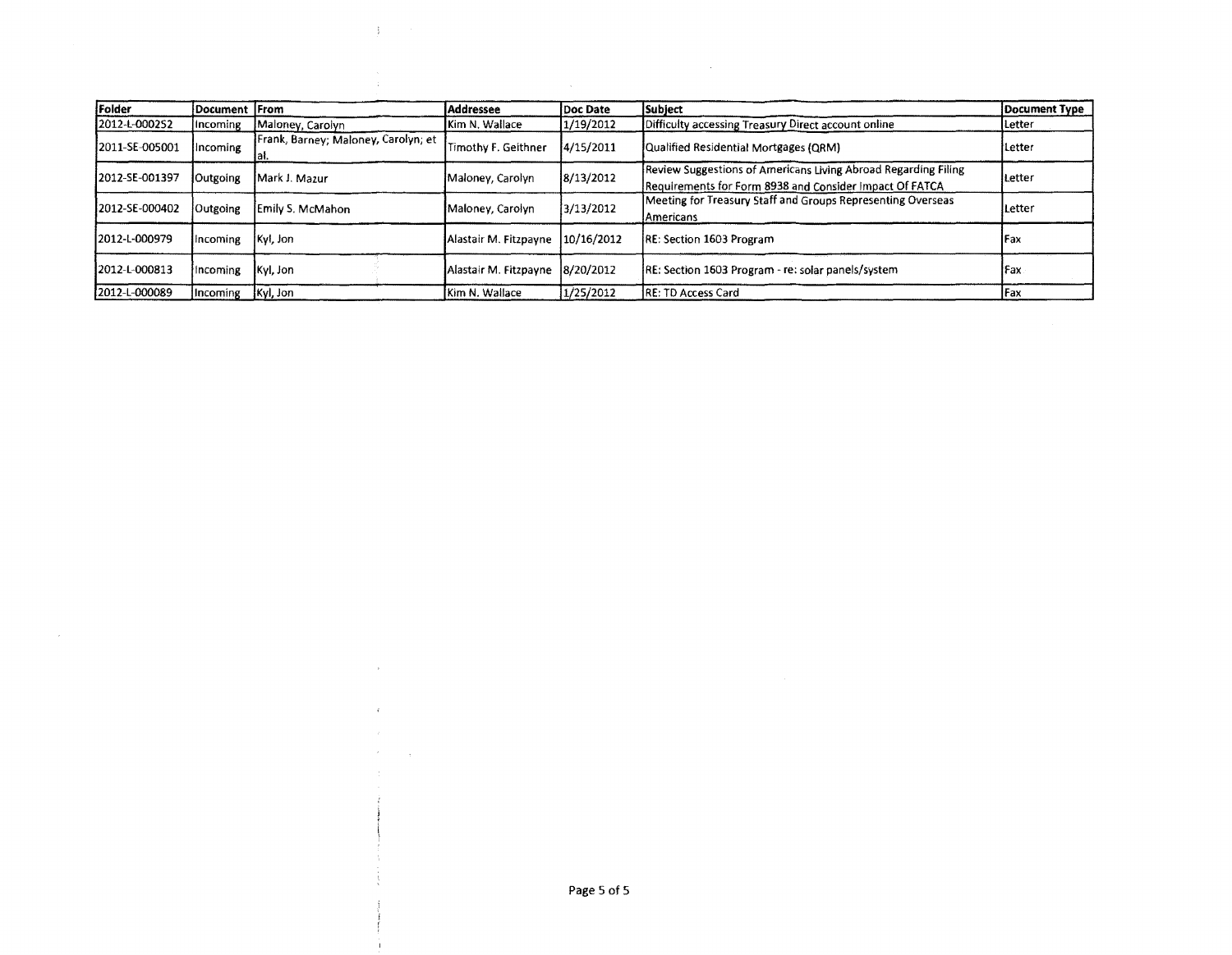| Folder | Document | From | Addressee | Doc Date | Subject | Document Type |
|---|---|---|---|---|---|---|
| 2012-L-000252 | Incoming | Maloney, Carolyn | Kim N. Wallace | 1/19/2012 | Difficulty accessing Treasury Direct account online | Letter |
| 2011-SE-005001 | Incoming | Frank, Barney; Maloney, Carolyn; et al. | Timothy F. Geithner | 4/15/2011 | Qualified Residential Mortgages (QRM) | Letter |
| 2012-SE-001397 | Outgoing | Mark J. Mazur | Maloney, Carolyn | 8/13/2012 | Review Suggestions of Americans Living Abroad Regarding Filing Requirements for Form 8938 and Consider Impact Of FATCA | Letter |
| 2012-SE-000402 | Outgoing | Emily S. McMahon | Maloney, Carolyn | 3/13/2012 | Meeting for Treasury Staff and Groups Representing Overseas Americans | Letter |
| 2012-L-000979 | Incoming | Kyl, Jon | Alastair M. Fitzpayne | 10/16/2012 | RE: Section 1603 Program | Fax |
| 2012-L-000813 | Incoming | Kyl, Jon | Alastair M. Fitzpayne | 8/20/2012 | RE: Section 1603 Program - re: solar panels/system | Fax |
| 2012-L-000089 | Incoming | Kyl, Jon | Kim N. Wallace | 1/25/2012 | RE: TD Access Card | Fax |